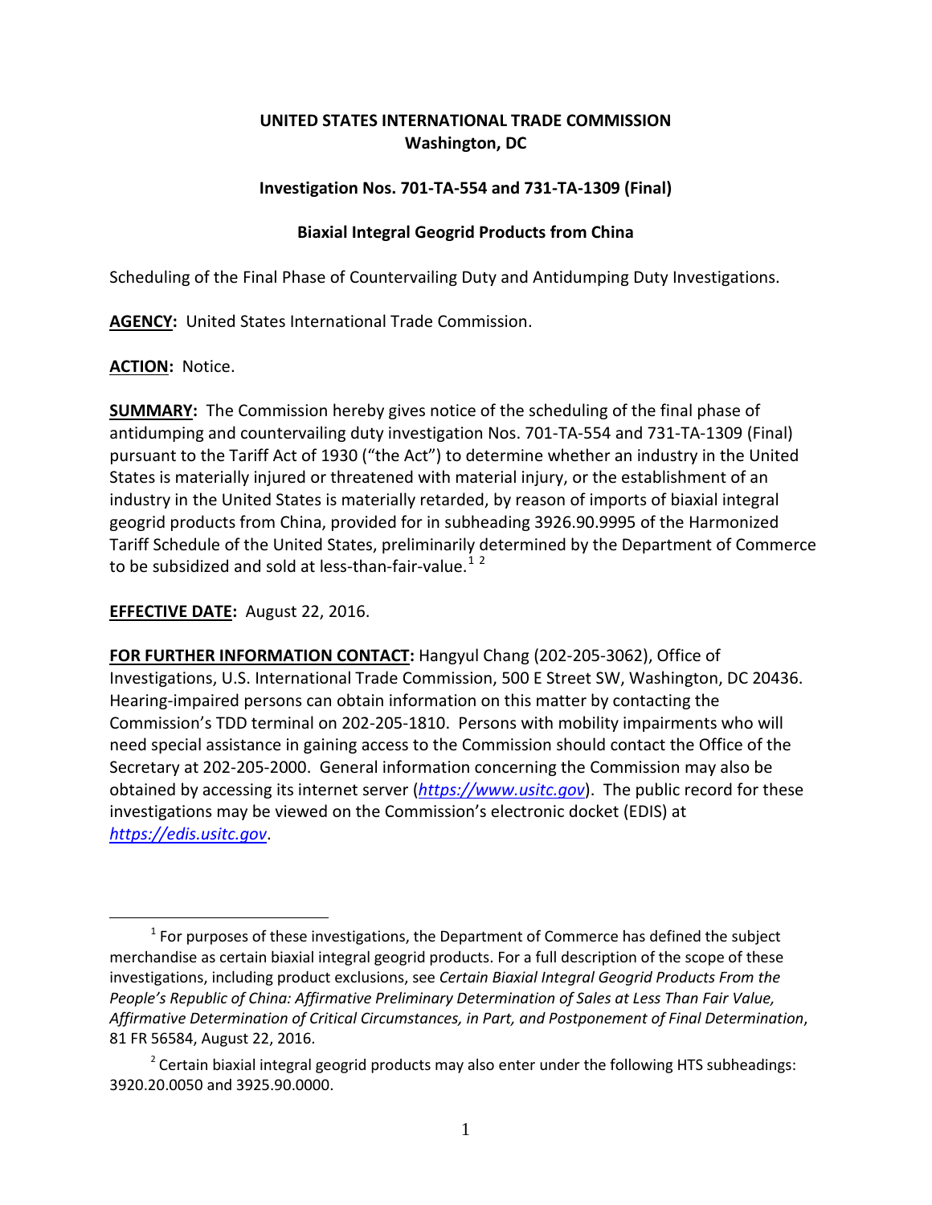**UNITED STATES INTERNATIONAL TRADE COMMISSION**
**Washington, DC**

**Investigation Nos. 701-TA-554 and 731-TA-1309 (Final)**

**Biaxial Integral Geogrid Products from China**

Scheduling of the Final Phase of Countervailing Duty and Antidumping Duty Investigations.

**AGENCY:** United States International Trade Commission.

**ACTION:** Notice.

**SUMMARY:** The Commission hereby gives notice of the scheduling of the final phase of antidumping and countervailing duty investigation Nos. 701-TA-554 and 731-TA-1309 (Final) pursuant to the Tariff Act of 1930 ("the Act") to determine whether an industry in the United States is materially injured or threatened with material injury, or the establishment of an industry in the United States is materially retarded, by reason of imports of biaxial integral geogrid products from China, provided for in subheading 3926.90.9995 of the Harmonized Tariff Schedule of the United States, preliminarily determined by the Department of Commerce to be subsidized and sold at less-than-fair-value.[1] [2]

**EFFECTIVE DATE:** August 22, 2016.

**FOR FURTHER INFORMATION CONTACT:** Hangyul Chang (202-205-3062), Office of Investigations, U.S. International Trade Commission, 500 E Street SW, Washington, DC 20436. Hearing-impaired persons can obtain information on this matter by contacting the Commission's TDD terminal on 202-205-1810. Persons with mobility impairments who will need special assistance in gaining access to the Commission should contact the Office of the Secretary at 202-205-2000. General information concerning the Commission may also be obtained by accessing its internet server (*https://www.usitc.gov*). The public record for these investigations may be viewed on the Commission's electronic docket (EDIS) at *https://edis.usitc.gov*.

---

[1] For purposes of these investigations, the Department of Commerce has defined the subject merchandise as certain biaxial integral geogrid products. For a full description of the scope of these investigations, including product exclusions, see *Certain Biaxial Integral Geogrid Products From the People's Republic of China: Affirmative Preliminary Determination of Sales at Less Than Fair Value, Affirmative Determination of Critical Circumstances, in Part, and Postponement of Final Determination*, 81 FR 56584, August 22, 2016.

[2] Certain biaxial integral geogrid products may also enter under the following HTS subheadings: 3920.20.0050 and 3925.90.0000.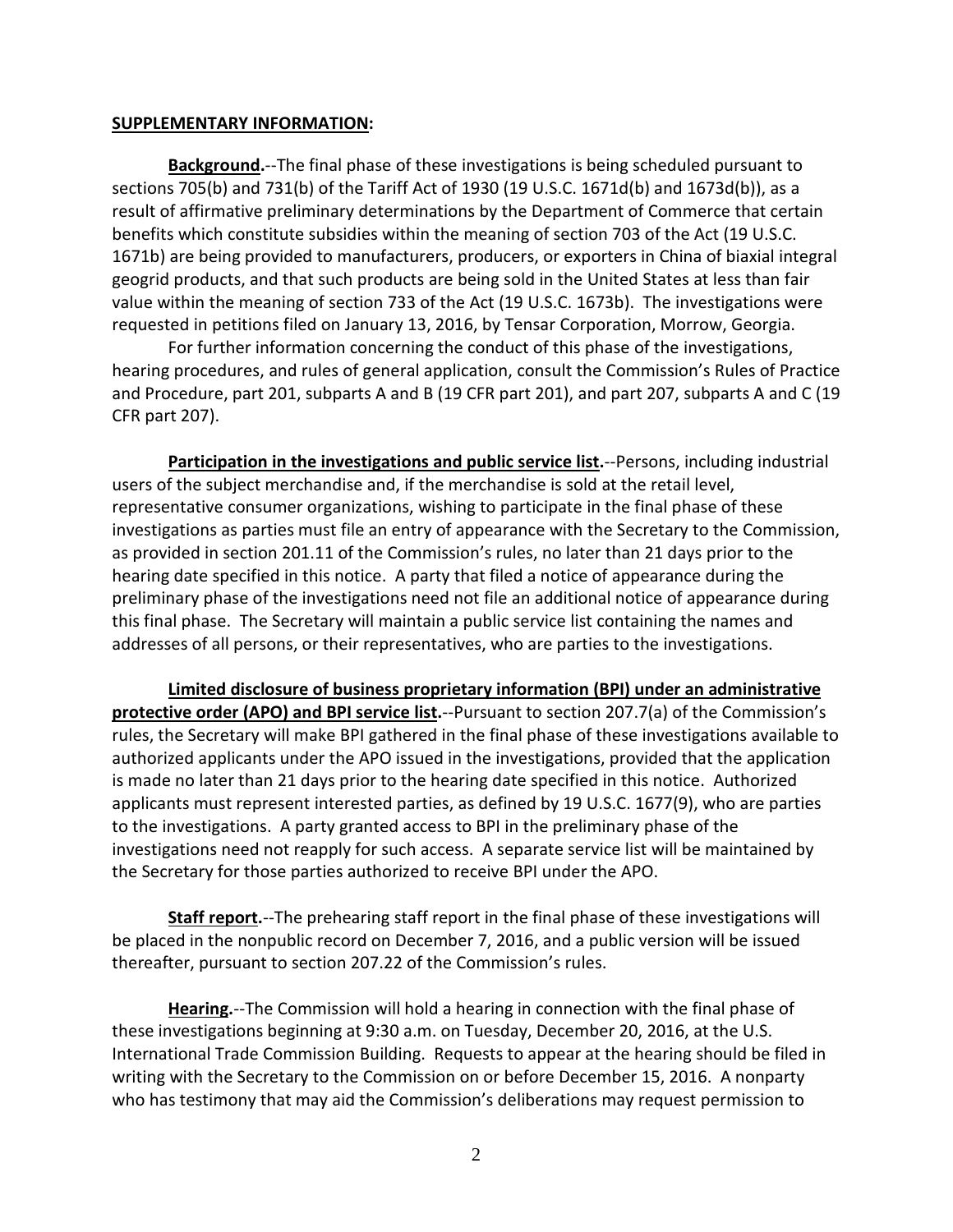**SUPPLEMENTARY INFORMATION:**

**Background.**--The final phase of these investigations is being scheduled pursuant to sections 705(b) and 731(b) of the Tariff Act of 1930 (19 U.S.C. 1671d(b) and 1673d(b)), as a result of affirmative preliminary determinations by the Department of Commerce that certain benefits which constitute subsidies within the meaning of section 703 of the Act (19 U.S.C. 1671b) are being provided to manufacturers, producers, or exporters in China of biaxial integral geogrid products, and that such products are being sold in the United States at less than fair value within the meaning of section 733 of the Act (19 U.S.C. 1673b). The investigations were requested in petitions filed on January 13, 2016, by Tensar Corporation, Morrow, Georgia.

For further information concerning the conduct of this phase of the investigations, hearing procedures, and rules of general application, consult the Commission's Rules of Practice and Procedure, part 201, subparts A and B (19 CFR part 201), and part 207, subparts A and C (19 CFR part 207).

**Participation in the investigations and public service list.**--Persons, including industrial users of the subject merchandise and, if the merchandise is sold at the retail level, representative consumer organizations, wishing to participate in the final phase of these investigations as parties must file an entry of appearance with the Secretary to the Commission, as provided in section 201.11 of the Commission's rules, no later than 21 days prior to the hearing date specified in this notice. A party that filed a notice of appearance during the preliminary phase of the investigations need not file an additional notice of appearance during this final phase. The Secretary will maintain a public service list containing the names and addresses of all persons, or their representatives, who are parties to the investigations.

**Limited disclosure of business proprietary information (BPI) under an administrative protective order (APO) and BPI service list.**--Pursuant to section 207.7(a) of the Commission's rules, the Secretary will make BPI gathered in the final phase of these investigations available to authorized applicants under the APO issued in the investigations, provided that the application is made no later than 21 days prior to the hearing date specified in this notice. Authorized applicants must represent interested parties, as defined by 19 U.S.C. 1677(9), who are parties to the investigations. A party granted access to BPI in the preliminary phase of the investigations need not reapply for such access. A separate service list will be maintained by the Secretary for those parties authorized to receive BPI under the APO.

**Staff report.**--The prehearing staff report in the final phase of these investigations will be placed in the nonpublic record on December 7, 2016, and a public version will be issued thereafter, pursuant to section 207.22 of the Commission's rules.

**Hearing.**--The Commission will hold a hearing in connection with the final phase of these investigations beginning at 9:30 a.m. on Tuesday, December 20, 2016, at the U.S. International Trade Commission Building. Requests to appear at the hearing should be filed in writing with the Secretary to the Commission on or before December 15, 2016. A nonparty who has testimony that may aid the Commission's deliberations may request permission to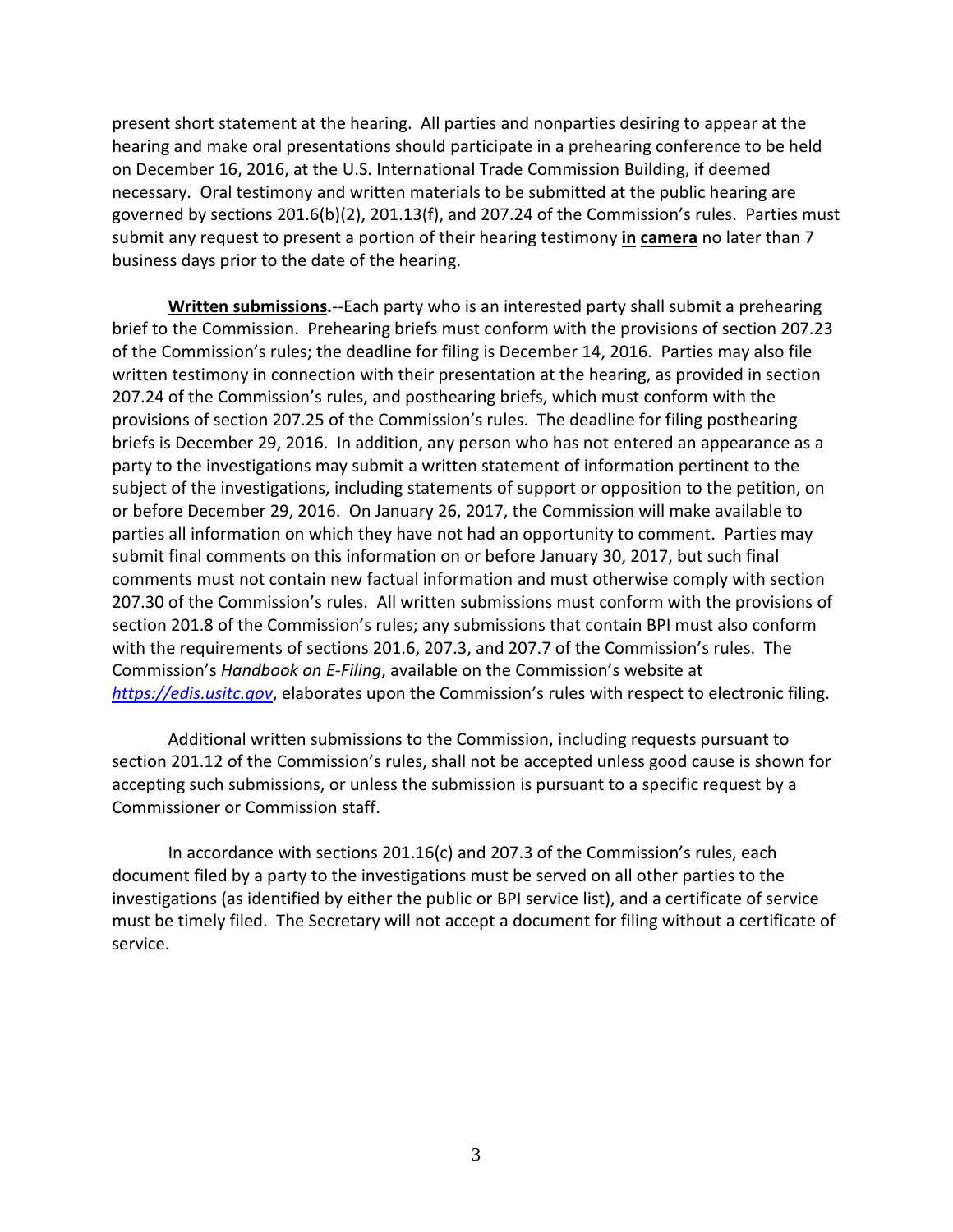present short statement at the hearing. All parties and nonparties desiring to appear at the hearing and make oral presentations should participate in a prehearing conference to be held on December 16, 2016, at the U.S. International Trade Commission Building, if deemed necessary. Oral testimony and written materials to be submitted at the public hearing are governed by sections 201.6(b)(2), 201.13(f), and 207.24 of the Commission's rules. Parties must submit any request to present a portion of their hearing testimony **in camera** no later than 7 business days prior to the date of the hearing.

**Written submissions.**--Each party who is an interested party shall submit a prehearing brief to the Commission. Prehearing briefs must conform with the provisions of section 207.23 of the Commission's rules; the deadline for filing is December 14, 2016. Parties may also file written testimony in connection with their presentation at the hearing, as provided in section 207.24 of the Commission's rules, and posthearing briefs, which must conform with the provisions of section 207.25 of the Commission's rules. The deadline for filing posthearing briefs is December 29, 2016. In addition, any person who has not entered an appearance as a party to the investigations may submit a written statement of information pertinent to the subject of the investigations, including statements of support or opposition to the petition, on or before December 29, 2016. On January 26, 2017, the Commission will make available to parties all information on which they have not had an opportunity to comment. Parties may submit final comments on this information on or before January 30, 2017, but such final comments must not contain new factual information and must otherwise comply with section 207.30 of the Commission's rules. All written submissions must conform with the provisions of section 201.8 of the Commission's rules; any submissions that contain BPI must also conform with the requirements of sections 201.6, 207.3, and 207.7 of the Commission's rules. The Commission's *Handbook on E-Filing*, available on the Commission's website at *https://edis.usitc.gov*, elaborates upon the Commission's rules with respect to electronic filing.

Additional written submissions to the Commission, including requests pursuant to section 201.12 of the Commission's rules, shall not be accepted unless good cause is shown for accepting such submissions, or unless the submission is pursuant to a specific request by a Commissioner or Commission staff.

In accordance with sections 201.16(c) and 207.3 of the Commission's rules, each document filed by a party to the investigations must be served on all other parties to the investigations (as identified by either the public or BPI service list), and a certificate of service must be timely filed. The Secretary will not accept a document for filing without a certificate of service.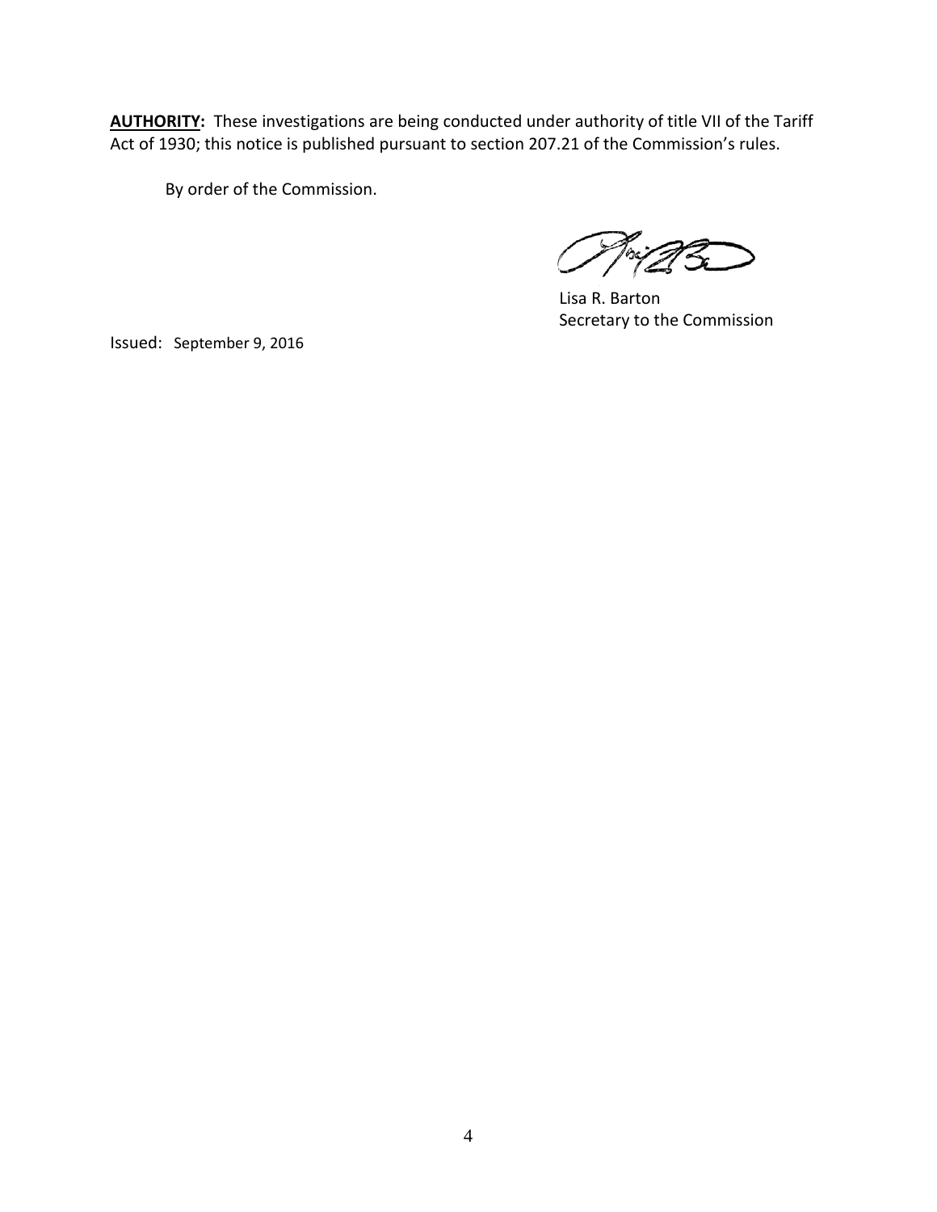**AUTHORITY:** These investigations are being conducted under authority of title VII of the Tariff Act of 1930; this notice is published pursuant to section 207.21 of the Commission's rules.

By order of the Commission.

Lisa R. Barton
Secretary to the Commission

Issued: September 9, 2016